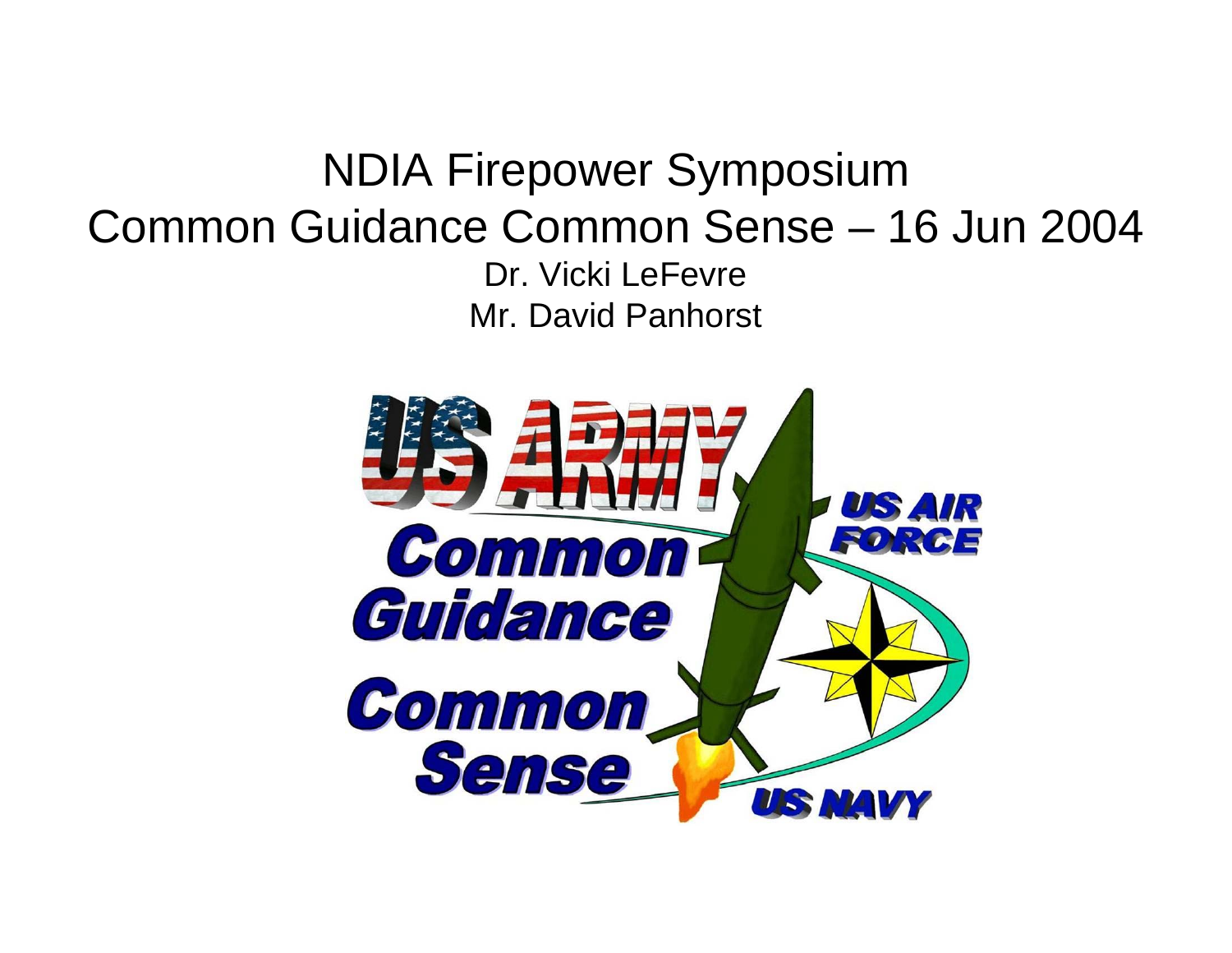# NDIA Firepower Symposium

# Common Guidance Common Sense – 16 Jun 2004

Dr. Vicki LeFevre

Mr. David Panhorst

US ARMY

Common Guidance Common Sense

US AIR FORCE

US NAVY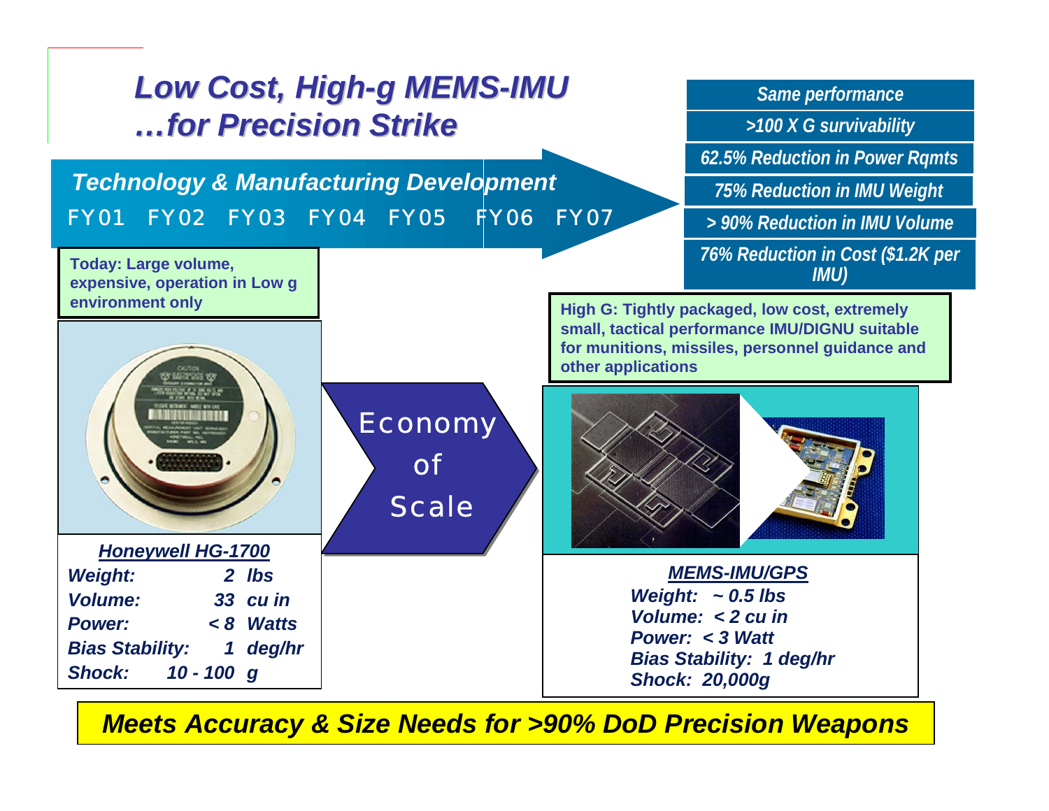# Low Cost, High-g MEMS-IMU …for Precision Strike

**Technology & Manufacturing Development**

FY01 FY02 FY03 FY04 FY05 FY06 FY07

- *Same performance*
- *>100 X G survivability*
- *62.5% Reduction in Power Rqmts*
- *75% Reduction in IMU Weight*
- *> 90% Reduction in IMU Volume*
- *76% Reduction in Cost ($1.2K per IMU)*

**Today: Large volume, expensive, operation in Low g environment only**

**High G: Tightly packaged, low cost, extremely small, tactical performance IMU/DIGNU suitable for munitions, missiles, personnel guidance and other applications**

Economy of Scale

| ***Honeywell HG-1700*** | |
|---|---|
| *Weight:* | *2 lbs* |
| *Volume:* | *33 cu in* |
| *Power:* | *< 8 Watts* |
| *Bias Stability:* | *1 deg/hr* |
| *Shock:* | *10 - 100 g* |

***MEMS-IMU/GPS***

*Weight: ~ 0.5 lbs*
*Volume: < 2 cu in*
*Power: < 3 Watt*
*Bias Stability: 1 deg/hr*
*Shock: 20,000g*

***Meets Accuracy & Size Needs for >90% DoD Precision Weapons***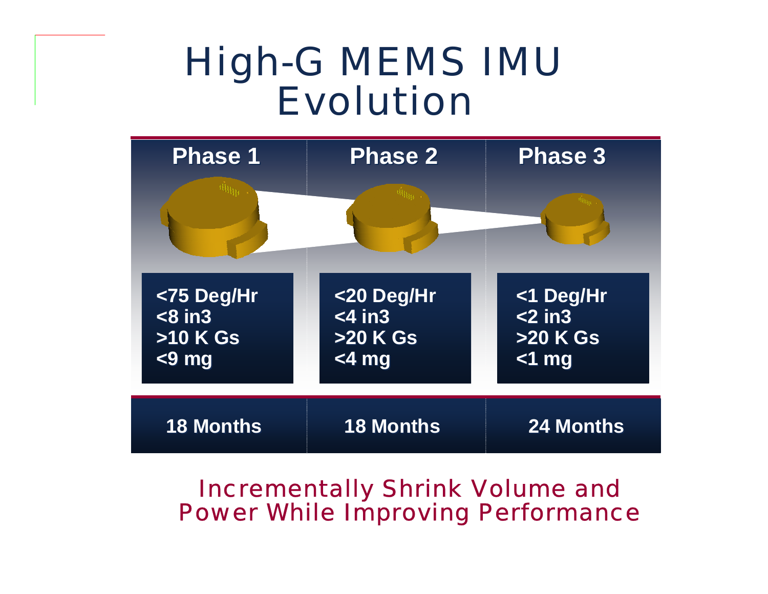# High-G MEMS IMU Evolution

| Phase 1 | Phase 2 | Phase 3 |
|---|---|---|
| <75 Deg/Hr<br><8 in3<br>>10 K Gs<br><9 mg | <20 Deg/Hr<br><4 in3<br>>20 K Gs<br><4 mg | <1 Deg/Hr<br><2 in3<br>>20 K Gs<br><1 mg |
| 18 Months | 18 Months | 24 Months |

Incrementally Shrink Volume and Power While Improving Performance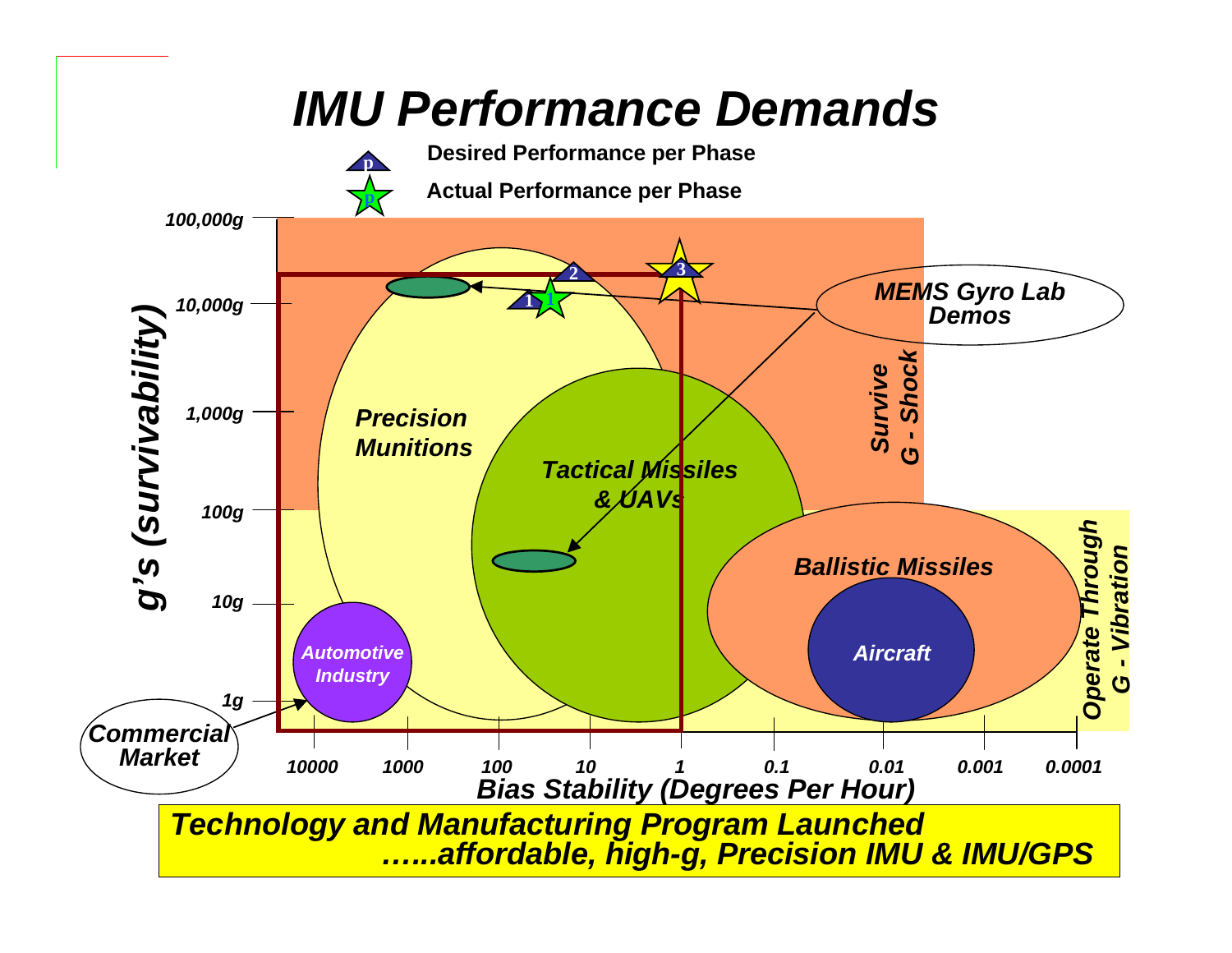# IMU Performance Demands

Desired Performance per Phase

Actual Performance per Phase

g's (survivability)

100,000g

10,000g

1,000g

100g

10g

1g

Bias Stability (Degrees Per Hour)

10000

1000

100

10

1

0.1

0.01

0.001

0.0001

Precision Munitions

Tactical Missiles & UAVs

Ballistic Missiles

Aircraft

Automotive Industry

Commercial Market

MEMS Gyro Lab Demos

Survive G - Shock

Operate Through G - Vibration

1

2

3

**Technology and Manufacturing Program Launched ......affordable, high-g, Precision IMU & IMU/GPS**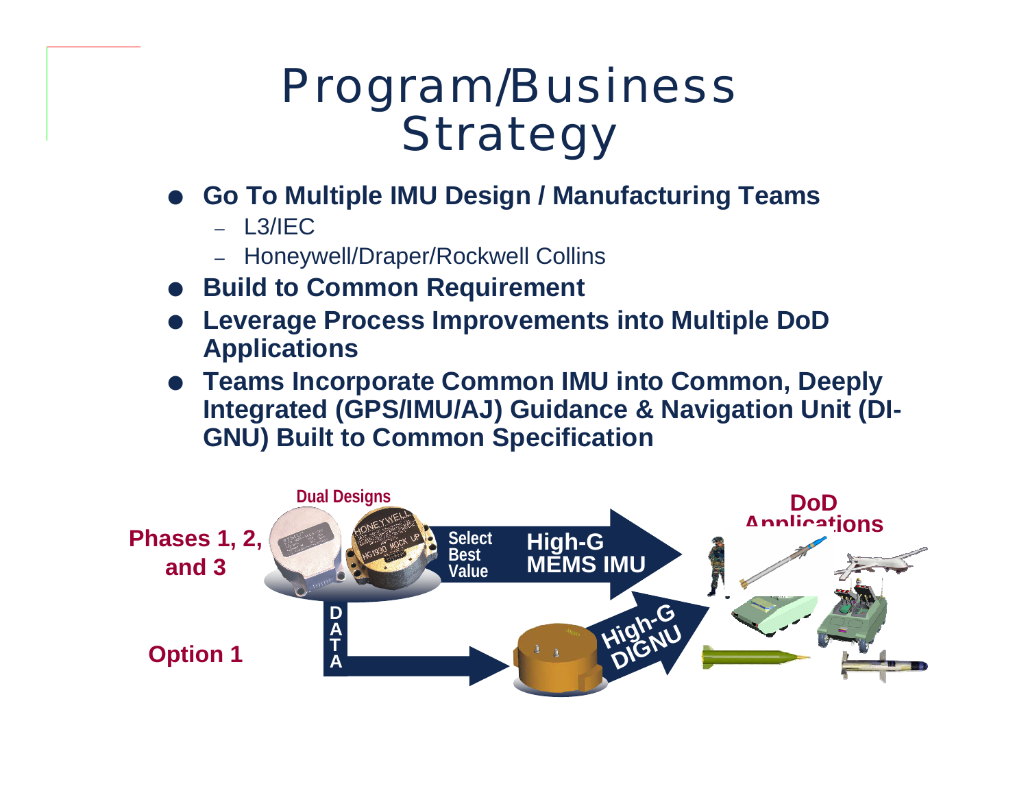# Program/Business Strategy

- **Go To Multiple IMU Design / Manufacturing Teams**
  - L3/IEC
  - Honeywell/Draper/Rockwell Collins
- **Build to Common Requirement**
- **Leverage Process Improvements into Multiple DoD Applications**
- **Teams Incorporate Common IMU into Common, Deeply Integrated (GPS/IMU/AJ) Guidance & Navigation Unit (DI-GNU) Built to Common Specification**

**Phases 1, 2, and 3**

**Dual Designs**

**Select Best Value**

**High-G MEMS IMU**

**DoD Applications**

**Option 1**

**DATA**

**High-G DIGNU**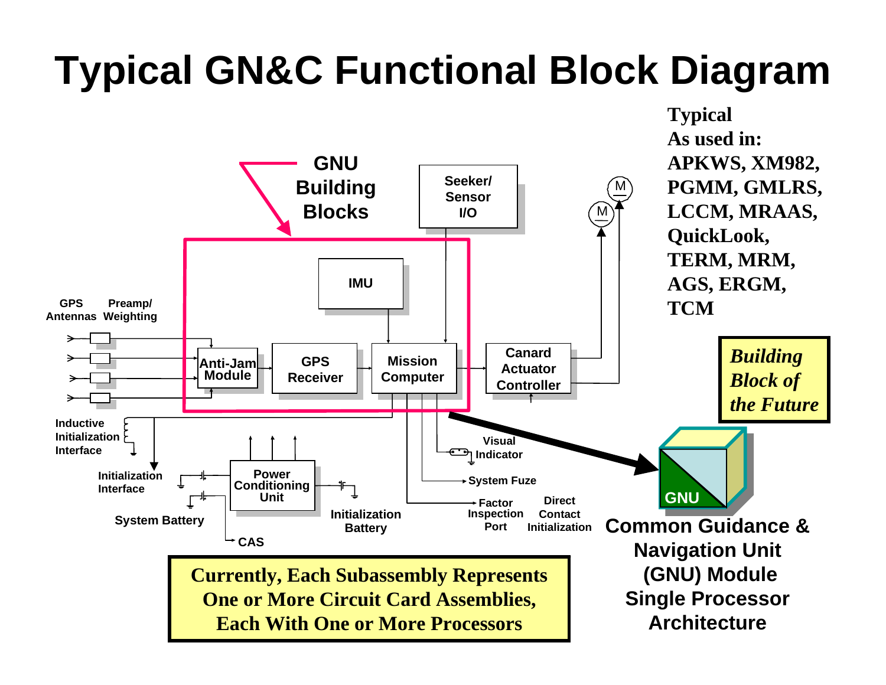# Typical GN&C Functional Block Diagram

Typical
As used in:
APKWS, XM982,
PGMM, GMLRS,
LCCM, MRAAS,
QuickLook,
TERM, MRM,
AGS, ERGM,
TCM

GNU
Building
Blocks

Seeker/
Sensor
I/O

IMU

GPS Antennas

Preamp/ Weighting

Anti-Jam Module

GPS Receiver

Mission Computer

Canard Actuator Controller

M

M

Inductive Initialization Interface

Initialization Interface

Power Conditioning Unit

System Battery

CAS

Initialization Battery

Visual Indicator

System Fuze

Factor Inspection Port

Direct Contact Initialization

*Building Block of the Future*

GNU

Common Guidance & Navigation Unit (GNU) Module Single Processor Architecture

**Currently, Each Subassembly Represents One or More Circuit Card Assemblies, Each With One or More Processors**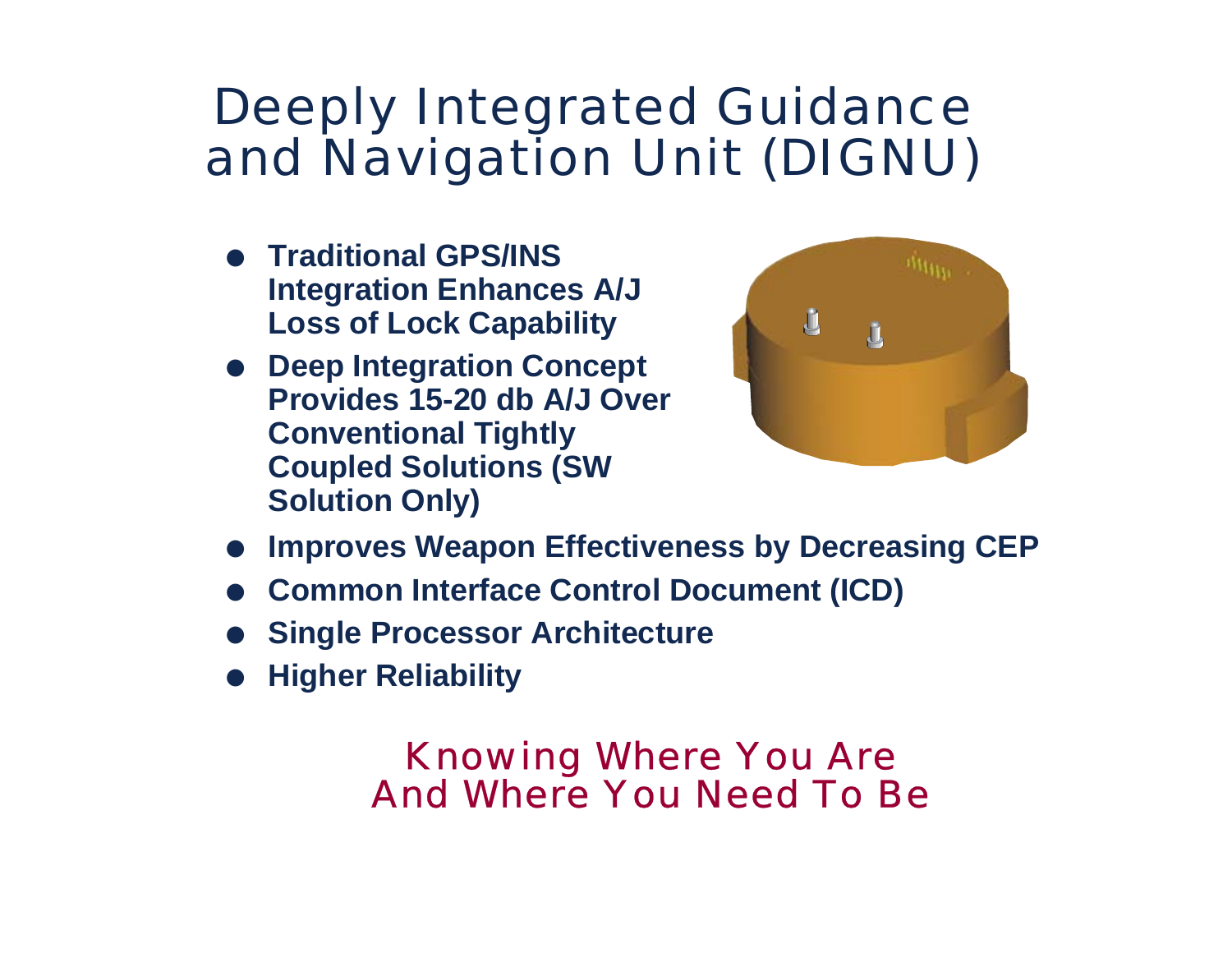# Deeply Integrated Guidance and Navigation Unit (DIGNU)

- **Traditional GPS/INS Integration Enhances A/J Loss of Lock Capability**
- **Deep Integration Concept Provides 15-20 db A/J Over Conventional Tightly Coupled Solutions (SW Solution Only)**
- **Improves Weapon Effectiveness by Decreasing CEP**
- **Common Interface Control Document (ICD)**
- **Single Processor Architecture**
- **Higher Reliability**

Knowing Where You Are
And Where You Need To Be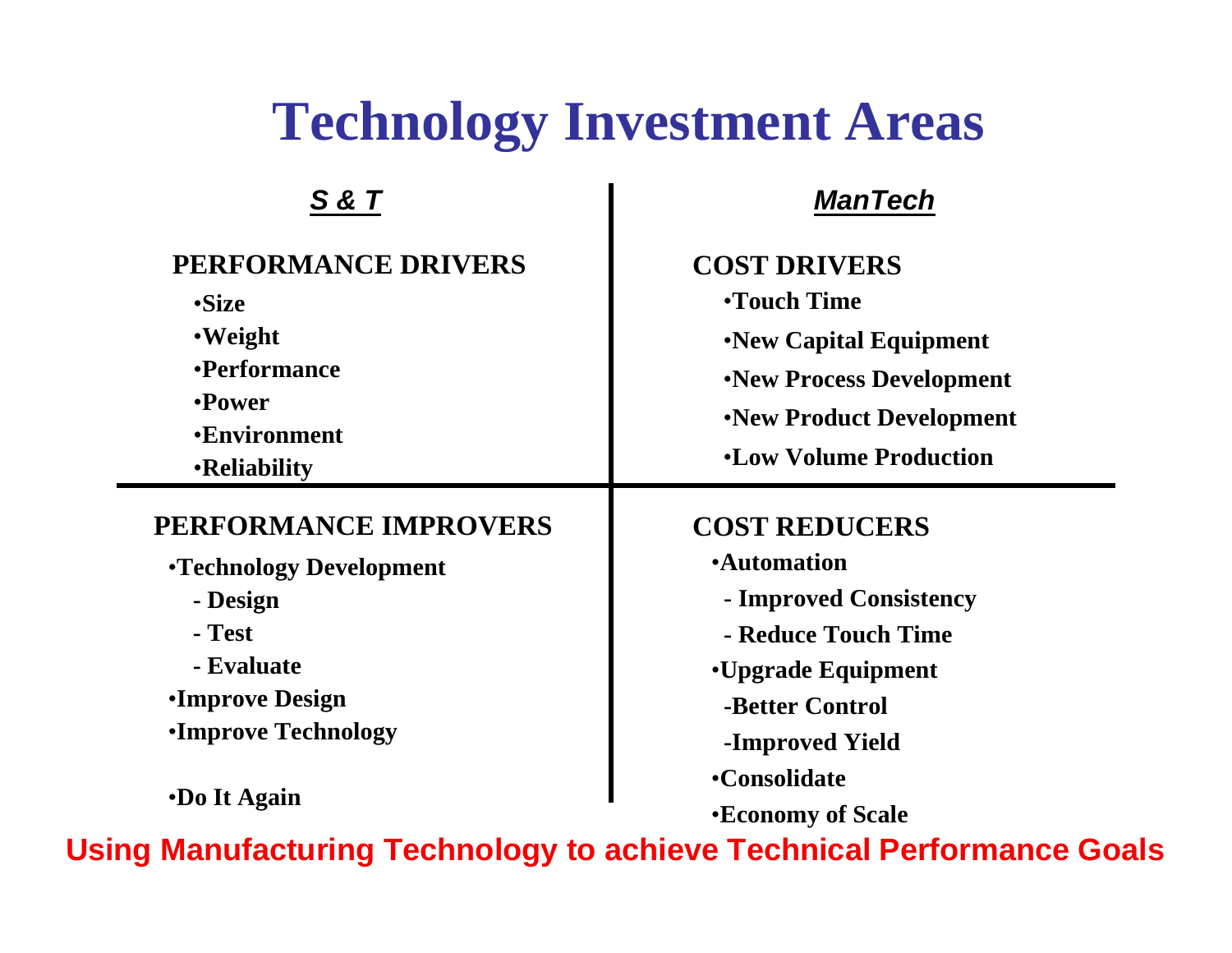# Technology Investment Areas

## *S & T*

### PERFORMANCE DRIVERS

- Size
- Weight
- Performance
- Power
- Environment
- Reliability

### PERFORMANCE IMPROVERS

- Technology Development
  - Design
  - Test
  - Evaluate
- Improve Design
- Improve Technology

- Do It Again

## *ManTech*

### COST DRIVERS

- Touch Time
- New Capital Equipment
- New Process Development
- New Product Development
- Low Volume Production

### COST REDUCERS

- Automation
  - Improved Consistency
  - Reduce Touch Time
- Upgrade Equipment
  - Better Control
  - Improved Yield
- Consolidate
- Economy of Scale

**Using Manufacturing Technology to achieve Technical Performance Goals**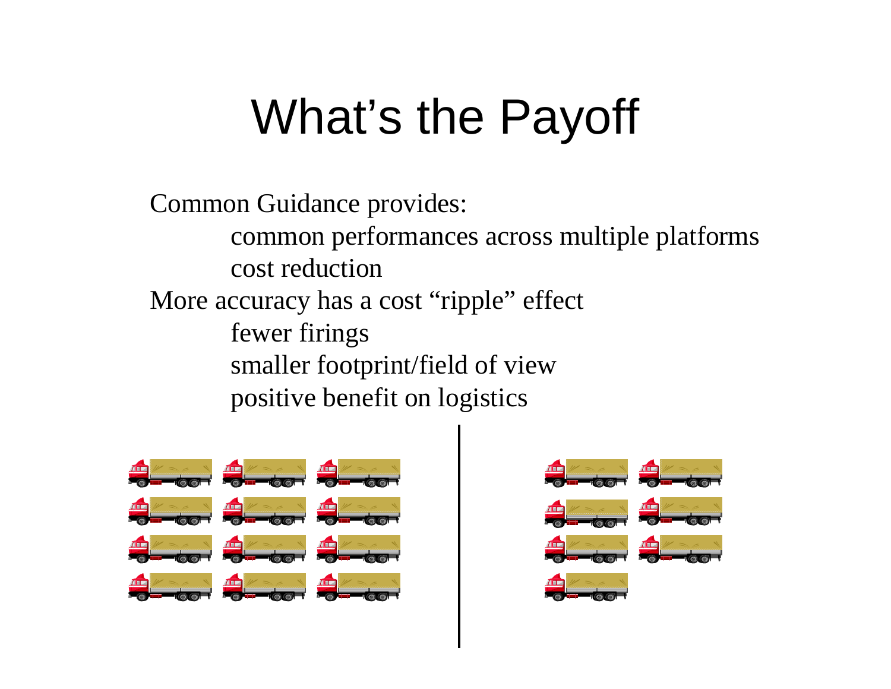# What's the Payoff

Common Guidance provides:

- common performances across multiple platforms
- cost reduction

More accuracy has a cost "ripple" effect

- fewer firings
- smaller footprint/field of view
- positive benefit on logistics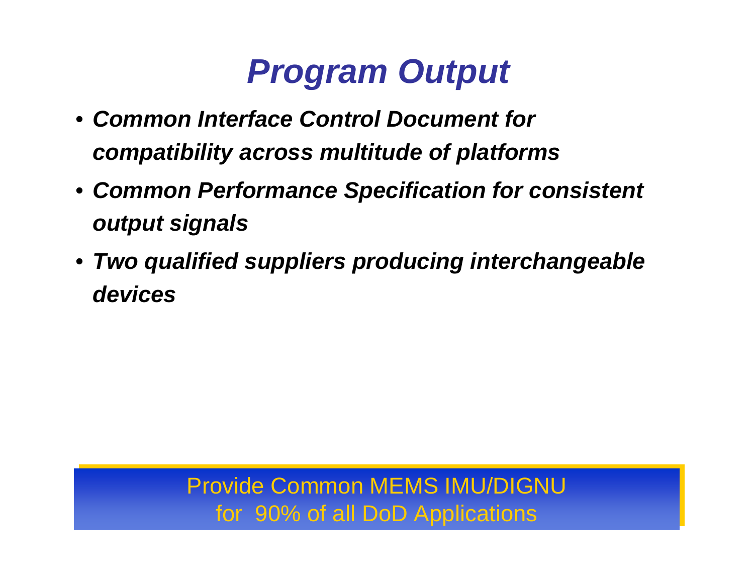# *Program Output*

- ***Common Interface Control Document for compatibility across multitude of platforms***
- ***Common Performance Specification for consistent output signals***
- ***Two qualified suppliers producing interchangeable devices***

Provide Common MEMS IMU/DIGNU
for 90% of all DoD Applications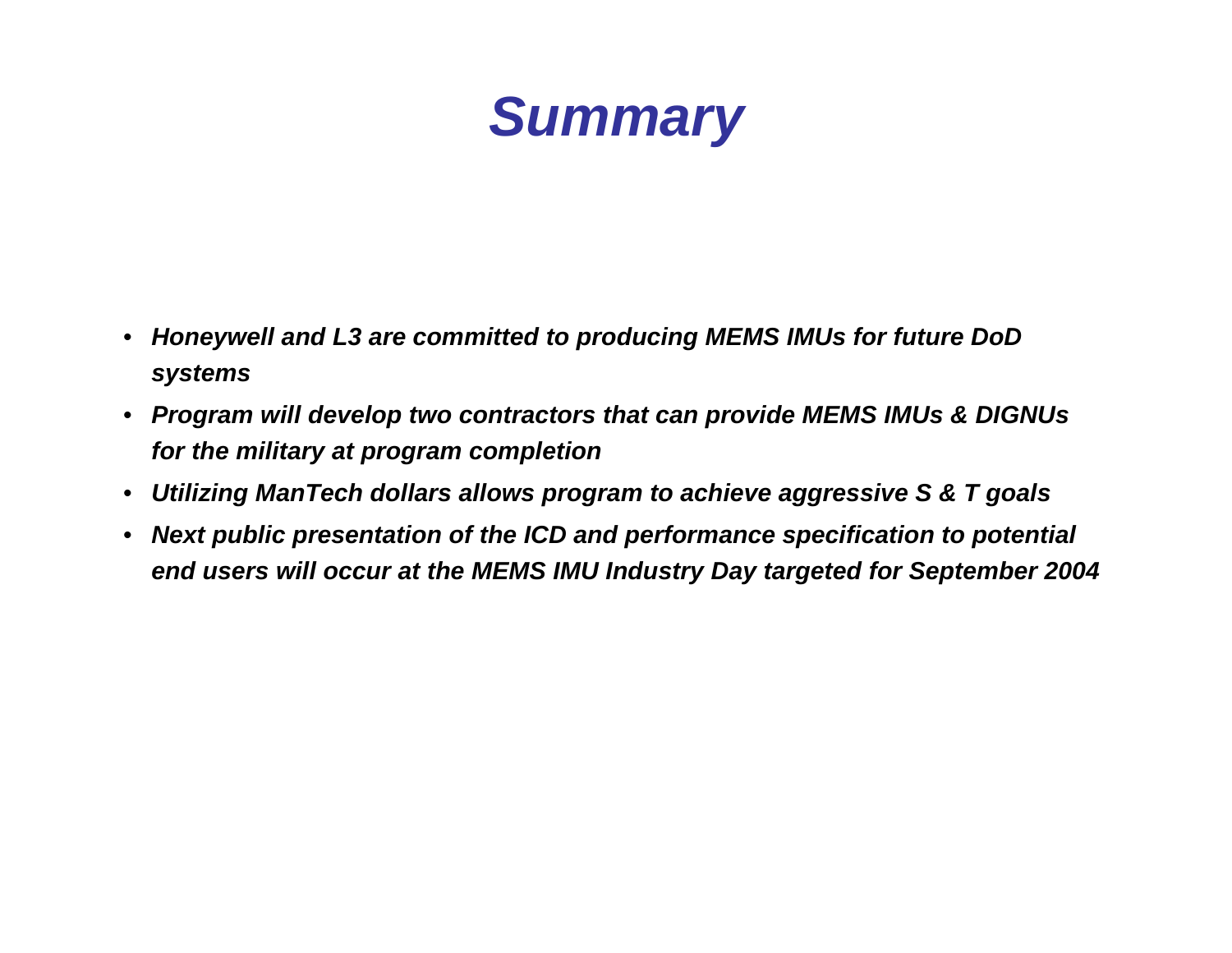# *Summary*

- ***Honeywell and L3 are committed to producing MEMS IMUs for future DoD systems***
- ***Program will develop two contractors that can provide MEMS IMUs & DIGNUs for the military at program completion***
- ***Utilizing ManTech dollars allows program to achieve aggressive S & T goals***
- ***Next public presentation of the ICD and performance specification to potential end users will occur at the MEMS IMU Industry Day targeted for September 2004***